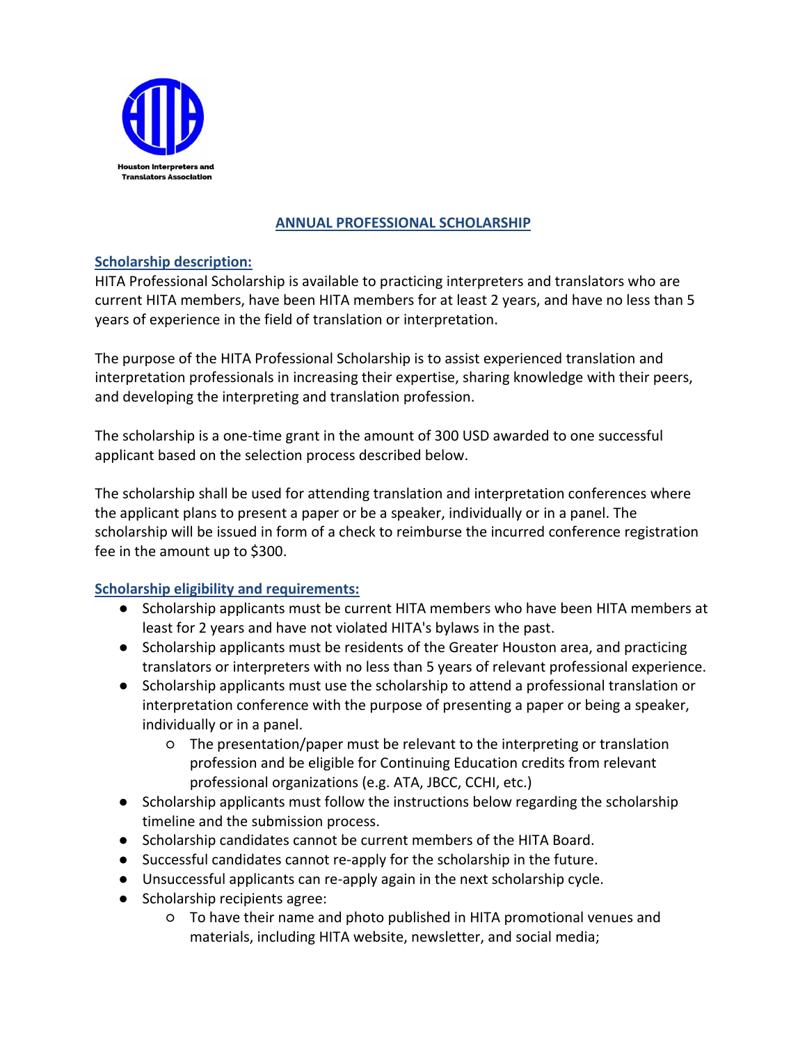Houston Interpreters and Translators Association

# ANNUAL PROFESSIONAL SCHOLARSHIP

## Scholarship description:

HITA Professional Scholarship is available to practicing interpreters and translators who are current HITA members, have been HITA members for at least 2 years, and have no less than 5 years of experience in the field of translation or interpretation.

The purpose of the HITA Professional Scholarship is to assist experienced translation and interpretation professionals in increasing their expertise, sharing knowledge with their peers, and developing the interpreting and translation profession.

The scholarship is a one-time grant in the amount of 300 USD awarded to one successful applicant based on the selection process described below.

The scholarship shall be used for attending translation and interpretation conferences where the applicant plans to present a paper or be a speaker, individually or in a panel. The scholarship will be issued in form of a check to reimburse the incurred conference registration fee in the amount up to $300.

## Scholarship eligibility and requirements:

- Scholarship applicants must be current HITA members who have been HITA members at least for 2 years and have not violated HITA's bylaws in the past.
- Scholarship applicants must be residents of the Greater Houston area, and practicing translators or interpreters with no less than 5 years of relevant professional experience.
- Scholarship applicants must use the scholarship to attend a professional translation or interpretation conference with the purpose of presenting a paper or being a speaker, individually or in a panel.
    - The presentation/paper must be relevant to the interpreting or translation profession and be eligible for Continuing Education credits from relevant professional organizations (e.g. ATA, JBCC, CCHI, etc.)
- Scholarship applicants must follow the instructions below regarding the scholarship timeline and the submission process.
- Scholarship candidates cannot be current members of the HITA Board.
- Successful candidates cannot re-apply for the scholarship in the future.
- Unsuccessful applicants can re-apply again in the next scholarship cycle.
- Scholarship recipients agree:
    - To have their name and photo published in HITA promotional venues and materials, including HITA website, newsletter, and social media;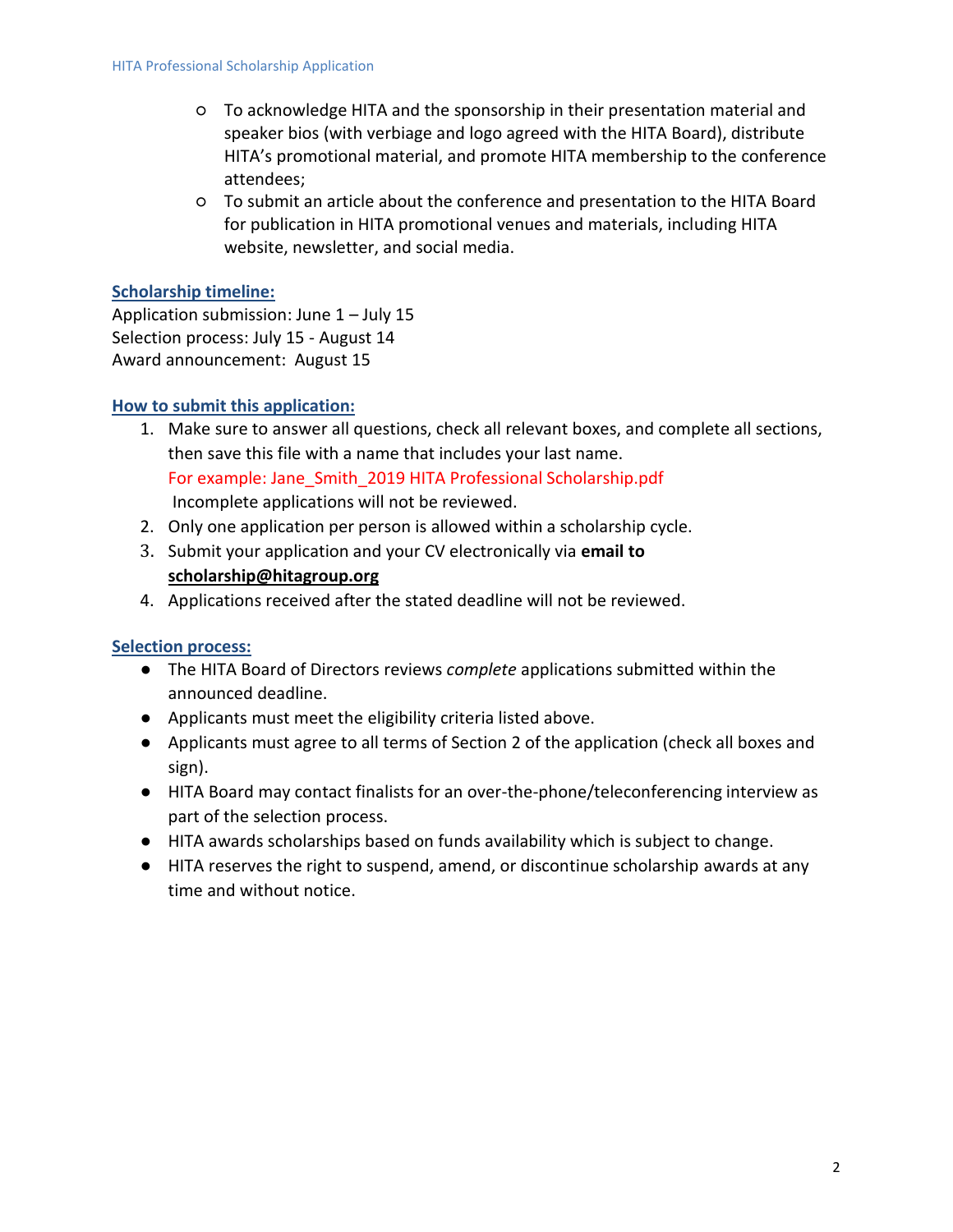- To acknowledge HITA and the sponsorship in their presentation material and speaker bios (with verbiage and logo agreed with the HITA Board), distribute HITA's promotional material, and promote HITA membership to the conference attendees;
- To submit an article about the conference and presentation to the HITA Board for publication in HITA promotional venues and materials, including HITA website, newsletter, and social media.

## Scholarship timeline:

Application submission: June 1 – July 15
Selection process: July 15 - August 14
Award announcement: August 15

## How to submit this application:

1. Make sure to answer all questions, check all relevant boxes, and complete all sections, then save this file with a name that includes your last name.
   For example: Jane_Smith_2019 HITA Professional Scholarship.pdf
   Incomplete applications will not be reviewed.
2. Only one application per person is allowed within a scholarship cycle.
3. Submit your application and your CV electronically via **email to scholarship@hitagroup.org**
4. Applications received after the stated deadline will not be reviewed.

## Selection process:

- The HITA Board of Directors reviews *complete* applications submitted within the announced deadline.
- Applicants must meet the eligibility criteria listed above.
- Applicants must agree to all terms of Section 2 of the application (check all boxes and sign).
- HITA Board may contact finalists for an over-the-phone/teleconferencing interview as part of the selection process.
- HITA awards scholarships based on funds availability which is subject to change.
- HITA reserves the right to suspend, amend, or discontinue scholarship awards at any time and without notice.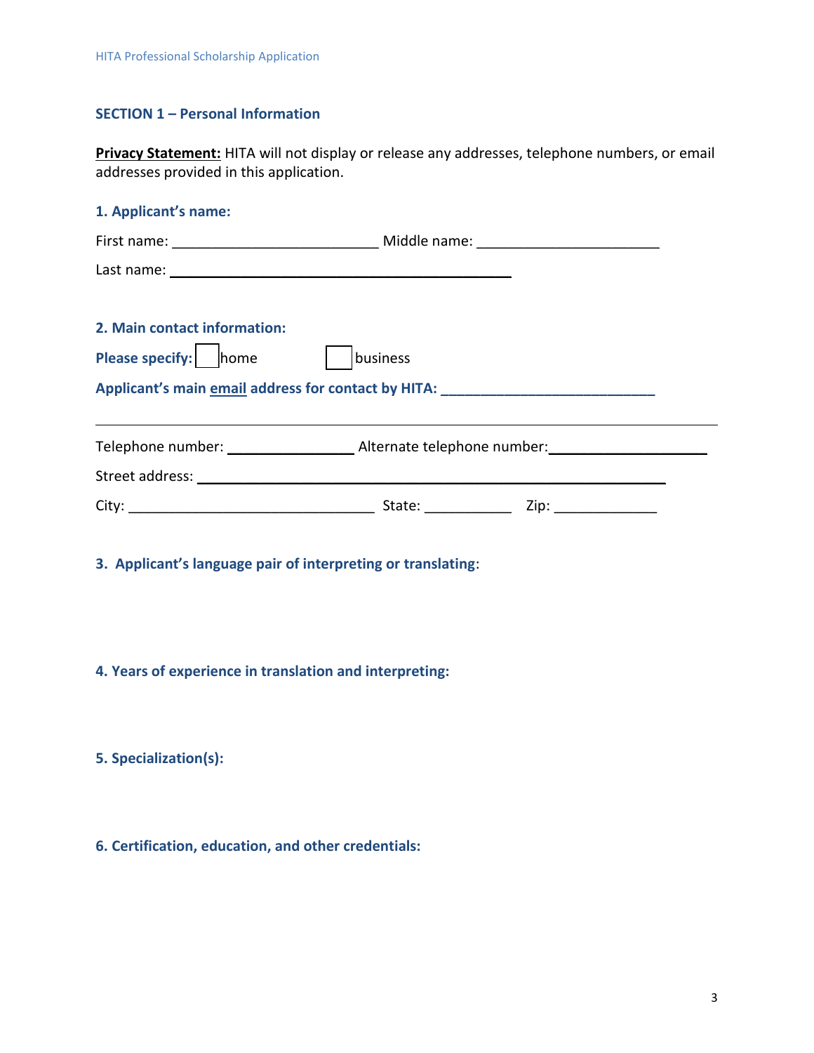## SECTION 1 – Personal Information

**Privacy Statement:** HITA will not display or release any addresses, telephone numbers, or email addresses provided in this application.

### 1. Applicant's name:

First name: __________________________ Middle name: _______________________

Last name: ___________________________________________

### 2. Main contact information:

**Please specify:** ☐ home ☐ business

**Applicant's main email address for contact by HITA:** ___________________________

---

Telephone number: ________________ Alternate telephone number: ____________________

Street address: ____________________________________________________________

City: _______________________________ State: ___________ Zip: _____________

### 3. Applicant's language pair of interpreting or translating:

### 4. Years of experience in translation and interpreting:

### 5. Specialization(s):

### 6. Certification, education, and other credentials: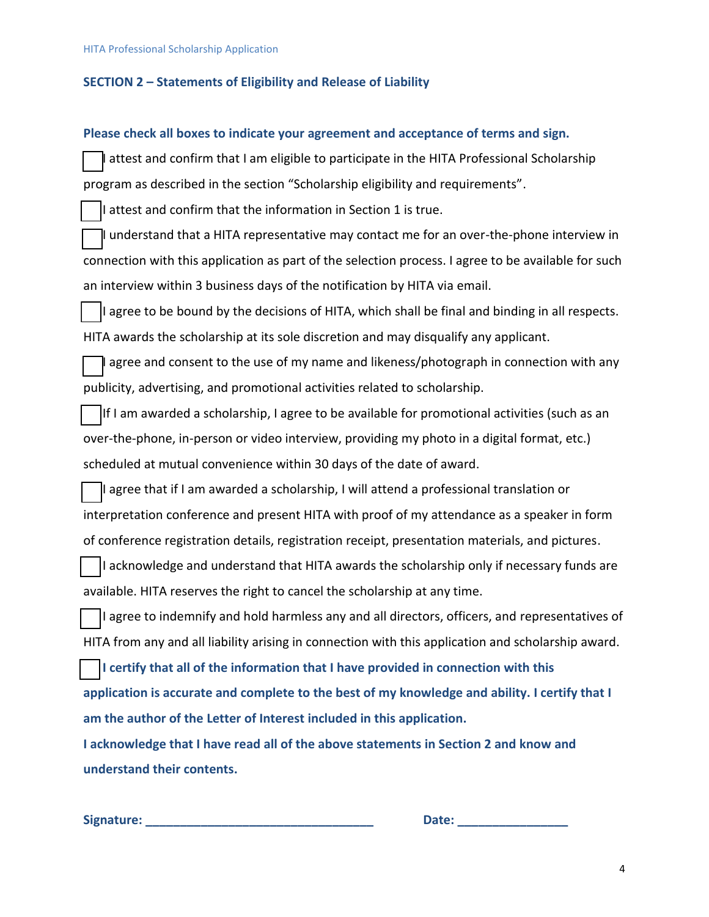## SECTION 2 – Statements of Eligibility and Release of Liability

**Please check all boxes to indicate your agreement and acceptance of terms and sign.**

- [ ] I attest and confirm that I am eligible to participate in the HITA Professional Scholarship program as described in the section "Scholarship eligibility and requirements".
- [ ] I attest and confirm that the information in Section 1 is true.
- [ ] I understand that a HITA representative may contact me for an over-the-phone interview in connection with this application as part of the selection process. I agree to be available for such an interview within 3 business days of the notification by HITA via email.
- [ ] I agree to be bound by the decisions of HITA, which shall be final and binding in all respects. HITA awards the scholarship at its sole discretion and may disqualify any applicant.
- [ ] I agree and consent to the use of my name and likeness/photograph in connection with any publicity, advertising, and promotional activities related to scholarship.
- [ ] If I am awarded a scholarship, I agree to be available for promotional activities (such as an over-the-phone, in-person or video interview, providing my photo in a digital format, etc.) scheduled at mutual convenience within 30 days of the date of award.
- [ ] I agree that if I am awarded a scholarship, I will attend a professional translation or interpretation conference and present HITA with proof of my attendance as a speaker in form of conference registration details, registration receipt, presentation materials, and pictures.
- [ ] I acknowledge and understand that HITA awards the scholarship only if necessary funds are available. HITA reserves the right to cancel the scholarship at any time.
- [ ] I agree to indemnify and hold harmless any and all directors, officers, and representatives of HITA from any and all liability arising in connection with this application and scholarship award.
- [ ] **I certify that all of the information that I have provided in connection with this application is accurate and complete to the best of my knowledge and ability. I certify that I am the author of the Letter of Interest included in this application.**

**I acknowledge that I have read all of the above statements in Section 2 and know and understand their contents.**

**Signature:** ________________________________ **Date:** ________________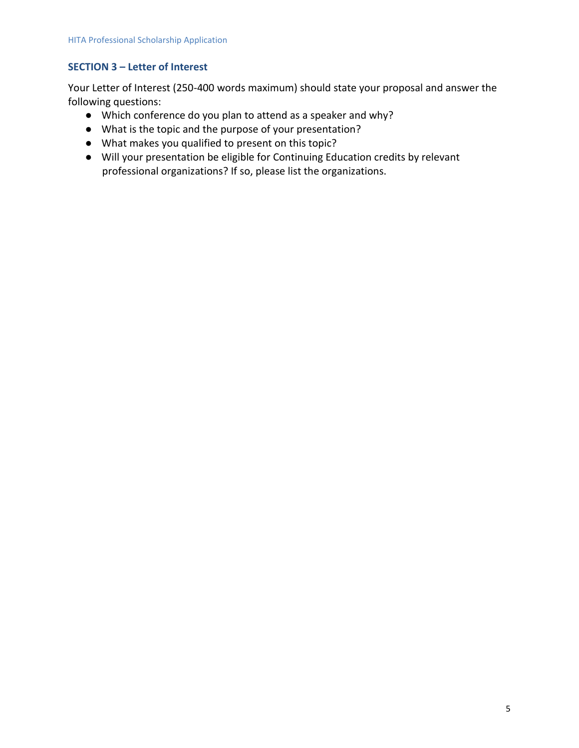## SECTION 3 – Letter of Interest

Your Letter of Interest (250-400 words maximum) should state your proposal and answer the following questions:

- Which conference do you plan to attend as a speaker and why?
- What is the topic and the purpose of your presentation?
- What makes you qualified to present on this topic?
- Will your presentation be eligible for Continuing Education credits by relevant professional organizations? If so, please list the organizations.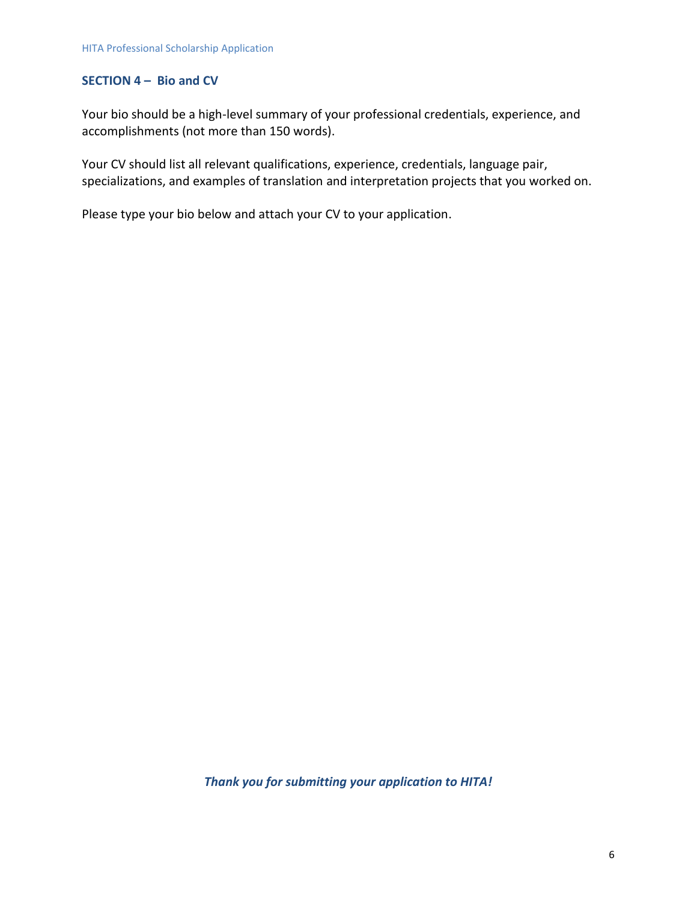## SECTION 4 – Bio and CV

Your bio should be a high-level summary of your professional credentials, experience, and accomplishments (not more than 150 words).

Your CV should list all relevant qualifications, experience, credentials, language pair, specializations, and examples of translation and interpretation projects that you worked on.

Please type your bio below and attach your CV to your application.

***Thank you for submitting your application to HITA!***